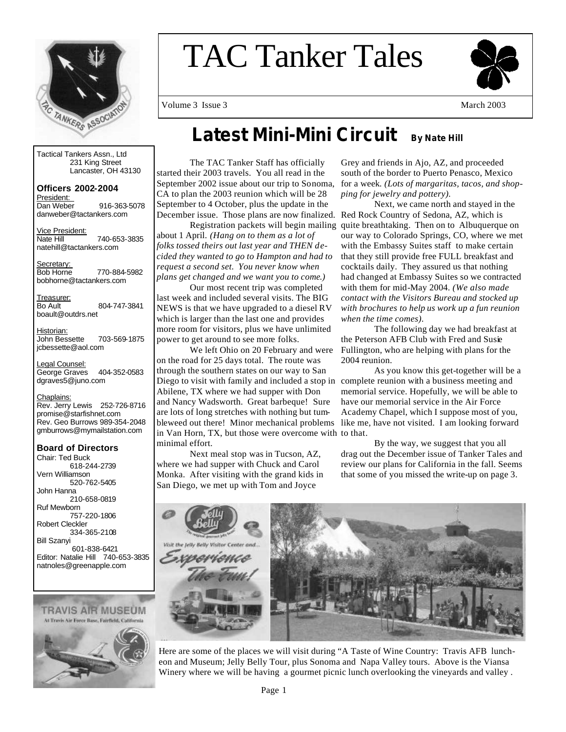# TAC Tanker Tales

Volume 3 Issue 3 March 2003

Tactical Tankers Assn., Ltd
231 King Street
Lancaster, OH 43130

**Officers 2002-2004**

President:
Dan Weber 916-363-5078
danweber@tactankers.com

Vice President:
Nate Hill 740-653-3835
natehill@tactankers.com

Secretary:
Bob Horne 770-884-5982
bobhorne@tactankers.com

Treasurer:
Bo Ault 804-747-3841
boault@outdrs.net

Historian:
John Bessette 703-569-1875
jcbessette@aol.com

Legal Counsel:
George Graves 404-352-0583
dgraves5@juno.com

Chaplains:
Rev. Jerry Lewis 252-726-8716
promise@starfishnet.com
Rev. Geo Burrows 989-354-2048
gmburrows@mymailstation.com

**Board of Directors**

Chair: Ted Buck 618-244-2739
Vern Williamson 520-762-5405
John Hanna 210-658-0819
Ruf Mewborn 757-220-1806
Robert Cleckler 334-365-2108
Bill Szanyi 601-838-6421
Editor: Natalie Hill 740-653-3835
natnoles@greenapple.com

## Latest Mini-Mini Circuit

**By Nate Hill**

The TAC Tanker Staff has officially started their 2003 travels. You all read in the September 2002 issue about our trip to Sonoma, CA to plan the 2003 reunion which will be 28 September to 4 October, plus the update in the December issue. Those plans are now finalized.

Registration packets will begin mailing about 1 April. *(Hang on to them as a lot of folks tossed theirs out last year and THEN decided they wanted to go to Hampton and had to request a second set. You never know when plans get changed and we want you to come.)*

Our most recent trip was completed last week and included several visits. The BIG NEWS is that we have upgraded to a diesel RV which is larger than the last one and provides more room for visitors, plus we have unlimited power to get around to see more folks.

We left Ohio on 20 February and were on the road for 25 days total. The route was through the southern states on our way to San Diego to visit with family and included a stop in Abilene, TX where we had supper with Don and Nancy Wadsworth. Great barbeque! Sure are lots of long stretches with nothing but tumbleweed out there! Minor mechanical problems in Van Horn, TX, but those were overcome with minimal effort.

Next meal stop was in Tucson, AZ, where we had supper with Chuck and Carol Monka. After visiting with the grand kids in San Diego, we met up with Tom and Joyce Grey and friends in Ajo, AZ, and proceeded south of the border to Puerto Penasco, Mexico for a week. *(Lots of margaritas, tacos, and shopping for jewelry and pottery).*

Next, we came north and stayed in the Red Rock Country of Sedona, AZ, which is quite breathtaking. Then on to Albuquerque on our way to Colorado Springs, CO, where we met with the Embassy Suites staff to make certain that they still provide free FULL breakfast and cocktails daily. They assured us that nothing had changed at Embassy Suites so we contracted with them for mid-May 2004. *(We also made contact with the Visitors Bureau and stocked up with brochures to help us work up a fun reunion when the time comes).*

The following day we had breakfast at the Peterson AFB Club with Fred and Susie Fullington, who are helping with plans for the 2004 reunion.

As you know this get-together will be a complete reunion with a business meeting and memorial service. Hopefully, we will be able to have our memorial service in the Air Force Academy Chapel, which I suppose most of you, like me, have not visited. I am looking forward to that.

By the way, we suggest that you all drag out the December issue of Tanker Tales and review our plans for California in the fall. Seems that some of you missed the write-up on page 3.

Here are some of the places we will visit during "A Taste of Wine Country: Travis AFB luncheon and Museum; Jelly Belly Tour, plus Sonoma and Napa Valley tours. Above is the Viansa Winery where we will be having a gourmet picnic lunch overlooking the vineyards and valley .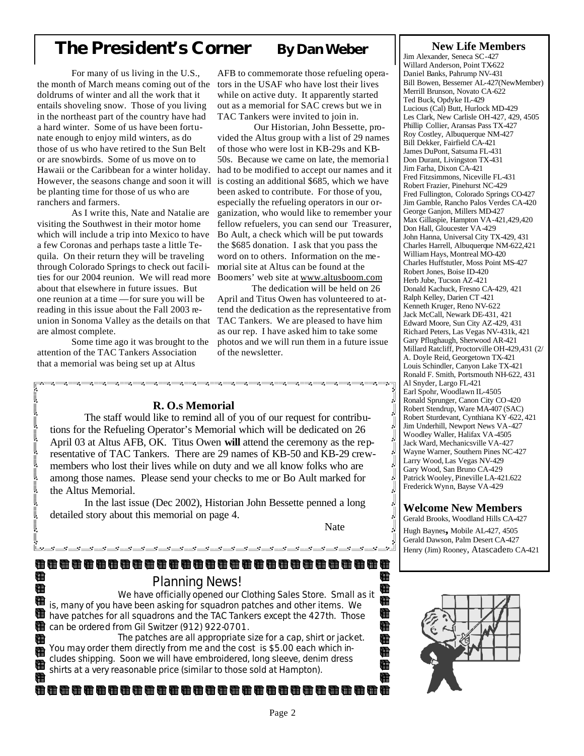# The President's Corner

**By Dan Weber**

For many of us living in the U.S., the month of March means coming out of the doldrums of winter and all the work that it entails shoveling snow. Those of you living in the northeast part of the country have had a hard winter. Some of us have been fortunate enough to enjoy mild winters, as do those of us who have retired to the Sun Belt or are snowbirds. Some of us move on to Hawaii or the Caribbean for a winter holiday. However, the seasons change and soon it will be planting time for those of us who are ranchers and farmers.

As I write this, Nate and Natalie are visiting the Southwest in their motor home which will include a trip into Mexico to have a few Coronas and perhaps taste a little Tequila. On their return they will be traveling through Colorado Springs to check out facilities for our 2004 reunion. We will read more about that elsewhere in future issues. But one reunion at a time — for sure you will be reading in this issue about the Fall 2003 reunion in Sonoma Valley as the details on that are almost complete.

Some time ago it was brought to the attention of the TAC Tankers Association that a memorial was being set up at Altus AFB to commemorate those refueling operators in the USAF who have lost their lives while on active duty. It apparently started out as a memorial for SAC crews but we in TAC Tankers were invited to join in.

Our Historian, John Bessette, provided the Altus group with a list of 29 names of those who were lost in KB-29s and KB-50s. Because we came on late, the memorial had to be modified to accept our names and it is costing an additional $685, which we have been asked to contribute. For those of you, especially the refueling operators in our organization, who would like to remember your fellow refuelers, you can send our Treasurer, Bo Ault, a check which will be put towards the $685 donation. I ask that you pass the word on to others. Information on the memorial site at Altus can be found at the Boomers' web site at www.altusboom.com

The dedication will be held on 26 April and Titus Owen has volunteered to attend the dedication as the representative from TAC Tankers. We are pleased to have him as our rep. I have asked him to take some photos and we will run them in a future issue of the newsletter.

## R. O.s Memorial

The staff would like to remind all of you of our request for contributions for the Refueling Operator's Memorial which will be dedicated on 26 April 03 at Altus AFB, OK. Titus Owen **will** attend the ceremony as the representative of TAC Tankers. There are 29 names of KB-50 and KB-29 crewmembers who lost their lives while on duty and we all know folks who are among those names. Please send your checks to me or Bo Ault marked for the Altus Memorial.

In the last issue (Dec 2002), Historian John Bessette penned a long detailed story about this memorial on page 4.

Nate

## Planning News!

We have officially opened our Clothing Sales Store. Small as it is, many of you have been asking for squadron patches and other items. We have patches for all squadrons and the TAC Tankers except the 427th. Those can be ordered from Gil Switzer (912) 922-0701.

The patches are all appropriate size for a cap, shirt or jacket. You may order them directly from me and the cost is $5.00 each which includes shipping. Soon we will have embroidered, long sleeve, denim dress shirts at a very reasonable price (similar to those sold at Hampton).

## New Life Members

Jim Alexander, Seneca SC-427
Willard Anderson, Point TX-622
Daniel Banks, Pahrump NV-431
Bill Bowen, Bessemer AL-427(NewMember)
Merrill Brunson, Novato CA-622
Ted Buck, Opdyke IL-429
Lucious (Cal) Butt, Hurlock MD-429
Les Clark, New Carlisle OH-427, 429, 4505
Phillip Collier, Aransas Pass TX-427
Roy Costley, Albuquerque NM-427
Bill Dekker, Fairfield CA-421
James DuPont, Satsuma FL-431
Don Durant, Livingston TX-431
Jim Farha, Dixon CA-421
Fred Fitzsimmons, Niceville FL-431
Robert Frazier, Pinehurst NC-429
Fred Fullington, Colorado Springs CO-427
Jim Gamble, Rancho Palos Verdes CA-420
George Ganjon, Millers MD-427
Max Gillaspie, Hampton VA-421,429,420
Don Hall, Gloucester VA-429
John Hanna, Universal City TX-429, 431
Charles Harrell, Albuquerque NM-622,421
William Hays, Montreal MO-420
Charles Huffstutler, Moss Point MS-427
Robert Jones, Boise ID-420
Herb Jube, Tucson AZ-421
Donald Kachuck, Fresno CA-429, 421
Ralph Kelley, Darien CT-421
Kenneth Kruger, Reno NV-622
Jack McCall, Newark DE-431, 421
Edward Moore, Sun City AZ-429, 431
Richard Peters, Las Vegas NV-431k, 421
Gary Pflughaugh, Sherwood AR-421
Millard Ratcliff, Proctorville OH-429,431 (2/
A. Doyle Reid, Georgetown TX-421
Louis Schindler, Canyon Lake TX-421
Ronald F. Smith, Portsmouth NH-622, 431
Al Snyder, Largo FL-421
Earl Spohr, Woodlawn IL-4505
Ronald Sprunger, Canon City CO-420
Robert Stendrup, Ware MA-407 (SAC)
Robert Sturdevant, Cynthiana KY-622, 421
Jim Underhill, Newport News VA-427
Woodley Waller, Halifax VA-4505
Jack Ward, Mechanicsville VA-427
Wayne Warner, Southern Pines NC-427
Larry Wood, Las Vegas NV-429
Gary Wood, San Bruno CA-429
Patrick Wooley, Pineville LA-421.622
Frederick Wynn, Bayse VA-429

## Welcome New Members

Gerald Brooks, Woodland Hills CA-427
Hugh Baynes, Mobile AL-427, 4505
Gerald Dawson, Palm Desert CA-427
Henry (Jim) Rooney, Atascadero CA-421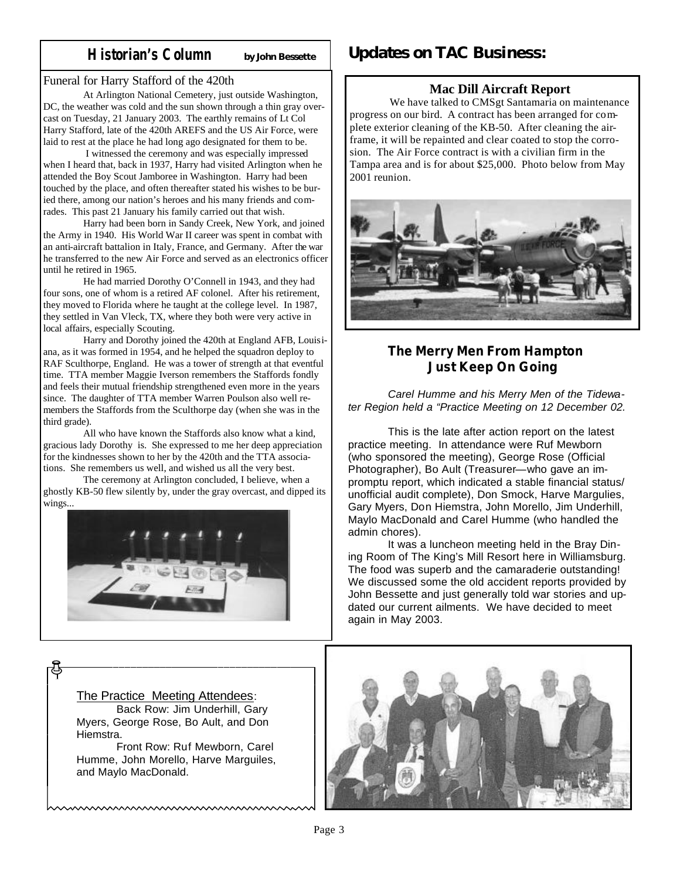## Historian's Column

**by John Bessette**

Funeral for Harry Stafford of the 420th

At Arlington National Cemetery, just outside Washington, DC, the weather was cold and the sun shown through a thin gray overcast on Tuesday, 21 January 2003. The earthly remains of Lt Col Harry Stafford, late of the 420th AREFS and the US Air Force, were laid to rest at the place he had long ago designated for them to be.

I witnessed the ceremony and was especially impressed when I heard that, back in 1937, Harry had visited Arlington when he attended the Boy Scout Jamboree in Washington. Harry had been touched by the place, and often thereafter stated his wishes to be buried there, among our nation's heroes and his many friends and comrades. This past 21 January his family carried out that wish.

Harry had been born in Sandy Creek, New York, and joined the Army in 1940. His World War II career was spent in combat with an anti-aircraft battalion in Italy, France, and Germany. After the war he transferred to the new Air Force and served as an electronics officer until he retired in 1965.

He had married Dorothy O'Connell in 1943, and they had four sons, one of whom is a retired AF colonel. After his retirement, they moved to Florida where he taught at the college level. In 1987, they settled in Van Vleck, TX, where they both were very active in local affairs, especially Scouting.

Harry and Dorothy joined the 420th at England AFB, Louisiana, as it was formed in 1954, and he helped the squadron deploy to RAF Sculthorpe, England. He was a tower of strength at that eventful time. TTA member Maggie Iverson remembers the Staffords fondly and feels their mutual friendship strengthened even more in the years since. The daughter of TTA member Warren Poulson also well remembers the Staffords from the Sculthorpe day (when she was in the third grade).

All who have known the Staffords also know what a kind, gracious lady Dorothy is. She expressed to me her deep appreciation for the kindnesses shown to her by the 420th and the TTA associations. She remembers us well, and wished us all the very best.

The ceremony at Arlington concluded, I believe, when a ghostly KB-50 flew silently by, under the gray overcast, and dipped its wings...

## Updates on TAC Business:

### Mac Dill Aircraft Report

We have talked to CMSgt Santamaria on maintenance progress on our bird. A contract has been arranged for complete exterior cleaning of the KB-50. After cleaning the airframe, it will be repainted and clear coated to stop the corrosion. The Air Force contract is with a civilian firm in the Tampa area and is for about $25,000. Photo below from May 2001 reunion.

### The Merry Men From Hampton Just Keep On Going

*Carel Humme and his Merry Men of the Tidewater Region held a "Practice Meeting on 12 December 02.*

This is the late after action report on the latest practice meeting. In attendance were Ruf Mewborn (who sponsored the meeting), George Rose (Official Photographer), Bo Ault (Treasurer—who gave an impromptu report, which indicated a stable financial status/ unofficial audit complete), Don Smock, Harve Margulies, Gary Myers, Don Hiemstra, John Morello, Jim Underhill, Maylo MacDonald and Carel Humme (who handled the admin chores).

It was a luncheon meeting held in the Bray Dining Room of The King's Mill Resort here in Williamsburg. The food was superb and the camaraderie outstanding! We discussed some the old accident reports provided by John Bessette and just generally told war stories and updated our current ailments. We have decided to meet again in May 2003.

The Practice Meeting Attendees:

Back Row: Jim Underhill, Gary Myers, George Rose, Bo Ault, and Don Hiemstra.

Front Row: Ruf Mewborn, Carel Humme, John Morello, Harve Marguiles, and Maylo MacDonald.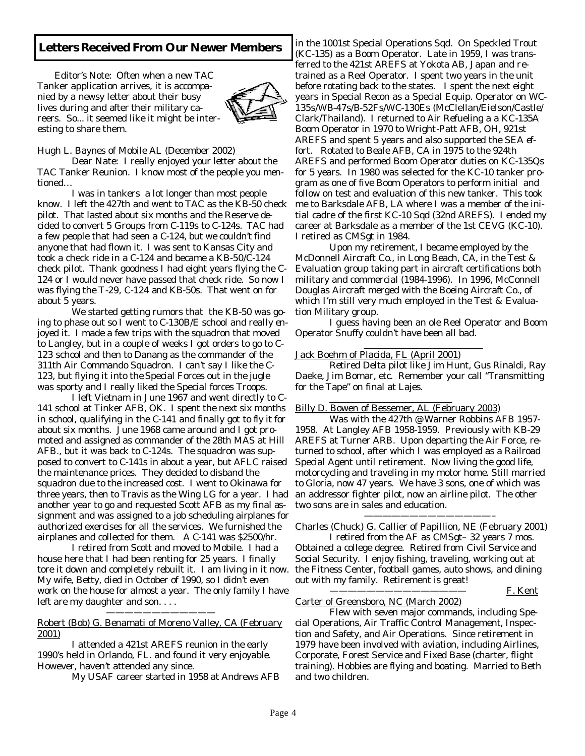## Letters Received From Our Newer Members

Editor's Note: Often when a new TAC Tanker application arrives, it is accompanied by a newsy letter about their busy lives during and after their military careers. So... it seemed like it might be interesting to share them.

Hugh L. Baynes of Mobile AL (December 2002)

Dear Nate: I really enjoyed your letter about the TAC Tanker Reunion. I know most of the people you mentioned…

I was in tankers a lot longer than most people know. I left the 427th and went to TAC as the KB-50 check pilot. That lasted about six months and the Reserve decided to convert 5 Groups from C-119s to C-124s. TAC had a few people that had seen a C-124, but we couldn't find anyone that had flown it. I was sent to Kansas City and took a check ride in a C-124 and became a KB-50/C-124 check pilot. Thank goodness I had eight years flying the C-124 or I would never have passed that check ride. So now I was flying the T-29, C-124 and KB-50s. That went on for about 5 years.

We started getting rumors that the KB-50 was going to phase out so I went to C-130B/E school and really enjoyed it. I made a few trips with the squadron that moved to Langley, but in a couple of weeks I got orders to go to C-123 school and then to Danang as the commander of the 311th Air Commando Squadron. I can't say I like the C-123, but flying it into the Special Forces out in the jugle was sporty and I really liked the Special forces Troops.

I left Vietnam in June 1967 and went directly to C-141 school at Tinker AFB, OK. I spent the next six months in school, qualifying in the C-141 and finally got to fly it for about six months. June 1968 came around and I got promoted and assigned as commander of the 28th MAS at Hill AFB., but it was back to C-124s. The squadron was supposed to convert to C-141s in about a year, but AFLC raised the maintenance prices. They decided to disband the squadron due to the increased cost. I went to Okinawa for three years, then to Travis as the Wing LG for a year. I had another year to go and requested Scott AFB as my final assignment and was assigned to a job scheduling airplanes for authorized exercises for all the services. We furnished the airplanes and collected for them. A C-141 was $2500/hr.

I retired from Scott and moved to Mobile. I had a house here that I had been renting for 25 years. I finally tore it down and completely rebuilt it. I am living in it now. My wife, Betty, died in October of 1990, so I didn't even work on the house for almost a year. The only family I have left are my daughter and son. . . .

———————————

Robert (Bob) G. Benamati of Moreno Valley, CA (February 2001)

I attended a 421st AREFS reunion in the early 1990's held in Orlando, FL. and found it very enjoyable. However, haven't attended any since.

My USAF career started in 1958 at Andrews AFB in the 1001st Special Operations Sqd. On Speckled Trout (KC-135) as a Boom Operator. Late in 1959, I was transferred to the 421st AREFS at Yokota AB, Japan and retrained as a Reel Operator. I spent two years in the unit before rotating back to the states. I spent the next eight years in Special Recon as a Special Equip. Operator on WC-135s/WB-47s/B-52Fs/WC-130Es (McClellan/Eielson/Castle/Clark/Thailand). I returned to Air Refueling a a KC-135A Boom Operator in 1970 to Wright-Patt AFB, OH, 921st AREFS and spent 5 years and also supported the SEA effort. Rotated to Beale AFB, CA in 1975 to the 924th AREFS and performed Boom Operator duties on KC-135Qs for 5 years. In 1980 was selected for the KC-10 tanker program as one of five Boom Operators to perform initial and follow on test and evaluation of this new tanker. This took me to Barksdale AFB, LA where I was a member of the initial cadre of the first KC-10 Sqd (32nd AREFS). I ended my career at Barksdale as a member of the 1st CEVG (KC-10). I retired as CMSgt in 1984.

Upon my retirement, I became employed by the McDonnell Aircraft Co., in Long Beach, CA, in the Test & Evaluation group taking part in aircraft certifications both military and commercial (1984-1996). In 1996, McConnell Douglas Aircraft merged with the Boeing Aircraft Co., of which I'm still very much employed in the Test & Evaluation Military group.

I guess having been an ole Reel Operator and Boom Operator Snuffy couldn't have been all bad.

———————————

Jack Boehm of Placida, FL (April 2001)

Retired Delta pilot like Jim Hunt, Gus Rinaldi, Ray Daeke, Jim Bomar, etc. Remember your call "Transmitting for the Tape" on final at Lajes.

———————————

Billy D. Bowen of Bessemer, AL (February 2003)

Was with the 427th @ Warner Robbins AFB 1957-1958. At Langley AFB 1958-1959. Previously with KB-29 AREFS at Turner ARB. Upon departing the Air Force, returned to school, after which I was employed as a Railroad Special Agent until retirement. Now living the good life, motorcycling and traveling in my motor home. Still married to Gloria, now 47 years. We have 3 sons, one of which was an addressor fighter pilot, now an airline pilot. The other two sons are in sales and education.

———————————

Charles (Chuck) G. Callier of Papillion, NE (February 2001)

I retired from the AF as CMSgt– 32 years 7 mos. Obtained a college degree. Retired from Civil Service and Social Security. I enjoy fishing, traveling, working out at the Fitness Center, football games, auto shows, and dining out with my family. Retirement is great!

———————————

F. Kent Carter of Greensboro, NC (March 2002)

Flew with seven major commands, including Special Operations, Air Traffic Control Management, Inspection and Safety, and Air Operations. Since retirement in 1979 have been involved with aviation, including Airlines, Corporate, Forest Service and Fixed Base (charter, flight training). Hobbies are flying and boating. Married to Beth and two children.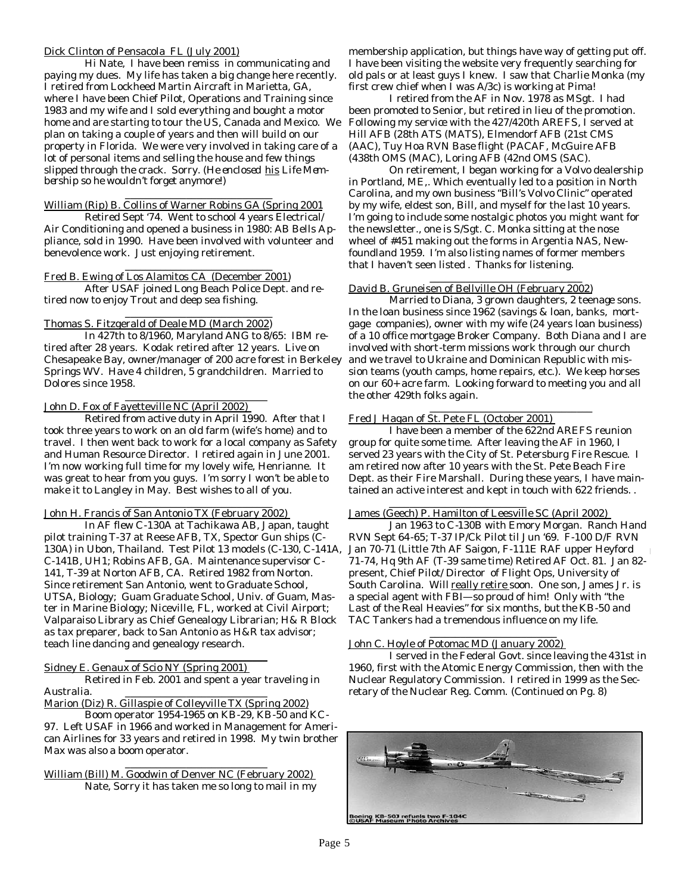Dick Clinton of Pensacola FL (July 2001)

Hi Nate, I have been remiss in communicating and paying my dues. My life has taken a big change here recently. I retired from Lockheed Martin Aircraft in Marietta, GA, where I have been Chief Pilot, Operations and Training since 1983 and my wife and I sold everything and bought a motor home and are starting to tour the US, Canada and Mexico. We plan on taking a couple of years and then will build on our property in Florida. We were very involved in taking care of a lot of personal items and selling the house and few things slipped through the crack. Sorry. *(He enclosed his Life Membership so he wouldn't forget anymore!)*

William (Rip) B. Collins of Warner Robins GA (Spring 2001

Retired Sept '74. Went to school 4 years Electrical/ Air Conditioning and opened a business in 1980: AB Bells Appliance, sold in 1990. Have been involved with volunteer and benevolence work. Just enjoying retirement.

Fred B. Ewing of Los Alamitos CA (December 2001)

After USAF joined Long Beach Police Dept. and retired now to enjoy Trout and deep sea fishing.

Thomas S. Fitzgerald of Deale MD (March 2002)

In 427th to 8/1960, Maryland ANG to 8/65: IBM retired after 28 years. Kodak retired after 12 years. Live on Chesapeake Bay, owner/manager of 200 acre forest in Berkeley Springs WV. Have 4 children, 5 grandchildren. Married to Dolores since 1958.

John D. Fox of Fayetteville NC (April 2002)

Retired from active duty in April 1990. After that I took three years to work on an old farm (wife's home) and to travel. I then went back to work for a local company as Safety and Human Resource Director. I retired again in June 2001. I'm now working full time for my lovely wife, Henrianne. It was great to hear from you guys. I'm sorry I won't be able to make it to Langley in May. Best wishes to all of you.

John H. Francis of San Antonio TX (February 2002)

In AF flew C-130A at Tachikawa AB, Japan, taught pilot training T-37 at Reese AFB, TX, Spector Gun ships (C-130A) in Ubon, Thailand. Test Pilot 13 models (C-130, C-141A, C-141B, UH1; Robins AFB, GA. Maintenance supervisor C-141, T-39 at Norton AFB, CA. Retired 1982 from Norton. Since retirement San Antonio, went to Graduate School, UTSA, Biology; Guam Graduate School, Univ. of Guam, Master in Marine Biology; Niceville, FL, worked at Civil Airport; Valparaiso Library as Chief Genealogy Librarian; H& R Block as tax preparer, back to San Antonio as H&R tax advisor; teach line dancing and genealogy research.

Sidney E. Genaux of Scio NY (Spring 2001)

Retired in Feb. 2001 and spent a year traveling in Australia.

Marion (Diz) R. Gillaspie of Colleyville TX (Spring 2002)

Boom operator 1954-1965 on KB-29, KB-50 and KC-97. Left USAF in 1966 and worked in Management for American Airlines for 33 years and retired in 1998. My twin brother Max was also a boom operator.

William (Bill) M. Goodwin of Denver NC (February 2002)

Nate, Sorry it has taken me so long to mail in my membership application, but things have way of getting put off. I have been visiting the website very frequently searching for old pals or at least guys I knew. I saw that Charlie Monka (my first crew chief when I was A/3c) is working at Pima!

I retired from the AF in Nov. 1978 as MSgt. I had been promoted to Senior, but retired in lieu of the promotion. Following my service with the 427/420th AREFS, I served at Hill AFB (28th ATS (MATS), Elmendorf AFB (21st CMS (AAC), Tuy Hoa RVN Base flight (PACAF, McGuire AFB (438th OMS (MAC), Loring AFB (42nd OMS (SAC).

On retirement, I began working for a Volvo dealership in Portland, ME,. Which eventually led to a position in North Carolina, and my own business "Bill's Volvo Clinic" operated by my wife, eldest son, Bill, and myself for the last 10 years. I'm going to include some nostalgic photos you might want for the newsletter., one is S/Sgt. C. Monka sitting at the nose wheel of #451 making out the forms in Argentia NAS, Newfoundland 1959. I'm also listing names of former members that I haven't seen listed . Thanks for listening.

David B. Gruneisen of Bellville OH (February 2002)

Married to Diana, 3 grown daughters, 2 teenage sons. In the loan business since 1962 (savings & loan, banks, mortgage companies), owner with my wife (24 years loan business) of a 10 office mortgage Broker Company. Both Diana and I are involved with short-term missions work through our church and we travel to Ukraine and Dominican Republic with mission teams (youth camps, home repairs, etc.). We keep horses on our 60+ acre farm. Looking forward to meeting you and all the other 429th folks again.

Fred J Hagan of St. Pete FL (October 2001)

I have been a member of the 622nd AREFS reunion group for quite some time. After leaving the AF in 1960, I served 23 years with the City of St. Petersburg Fire Rescue. I am retired now after 10 years with the St. Pete Beach Fire Dept. as their Fire Marshall. During these years, I have maintained an active interest and kept in touch with 622 friends. .

James (Geech) P. Hamilton of Leesville SC (April 2002)

Jan 1963 to C-130B with Emory Morgan. Ranch Hand RVN Sept 64-65; T-37 IP/Ck Pilot til Jun '69. F-100 D/F RVN Jan 70-71 (Little 7th AF Saigon, F-111E RAF upper Heyford 71-74, Hq 9th AF (T-39 same time) Retired AF Oct. 81. Jan 82-present, Chief Pilot/Director of Flight Ops, University of South Carolina. Will really retire soon. One son, James Jr. is a special agent with FBI—so proud of him! Only with "the Last of the Real Heavies" for six months, but the KB-50 and TAC Tankers had a tremendous influence on my life.

John C. Hoyle of Potomac MD (January 2002)

I served in the Federal Govt. since leaving the 431st in 1960, first with the Atomic Energy Commission, then with the Nuclear Regulatory Commission. I retired in 1999 as the Secretary of the Nuclear Reg. Comm. (Continued on Pg. 8)

Boeing KB-50J refuels two F-104C
©USAF Museum Photo Archives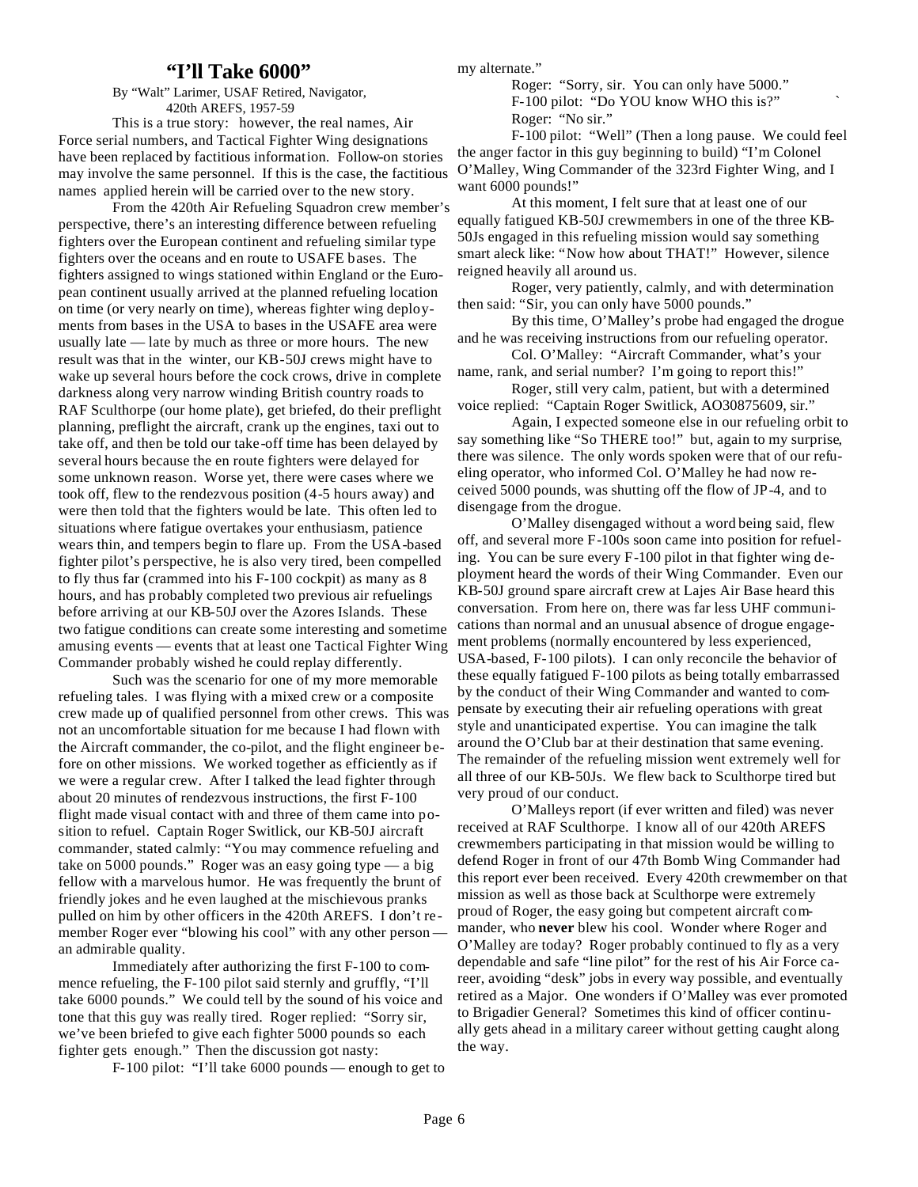# "I'll Take 6000"

By "Walt" Larimer, USAF Retired, Navigator,
420th AREFS, 1957-59

This is a true story: however, the real names, Air Force serial numbers, and Tactical Fighter Wing designations have been replaced by factitious information. Follow-on stories may involve the same personnel. If this is the case, the factitious names applied herein will be carried over to the new story.

From the 420th Air Refueling Squadron crew member's perspective, there's an interesting difference between refueling fighters over the European continent and refueling similar type fighters over the oceans and en route to USAFE bases. The fighters assigned to wings stationed within England or the European continent usually arrived at the planned refueling location on time (or very nearly on time), whereas fighter wing deployments from bases in the USA to bases in the USAFE area were usually late — late by much as three or more hours. The new result was that in the winter, our KB-50J crews might have to wake up several hours before the cock crows, drive in complete darkness along very narrow winding British country roads to RAF Sculthorpe (our home plate), get briefed, do their preflight planning, preflight the aircraft, crank up the engines, taxi out to take off, and then be told our take-off time has been delayed by several hours because the en route fighters were delayed for some unknown reason. Worse yet, there were cases where we took off, flew to the rendezvous position (4-5 hours away) and were then told that the fighters would be late. This often led to situations where fatigue overtakes your enthusiasm, patience wears thin, and tempers begin to flare up. From the USA-based fighter pilot's perspective, he is also very tired, been compelled to fly thus far (crammed into his F-100 cockpit) as many as 8 hours, and has probably completed two previous air refuelings before arriving at our KB-50J over the Azores Islands. These two fatigue conditions can create some interesting and sometime amusing events — events that at least one Tactical Fighter Wing Commander probably wished he could replay differently.

Such was the scenario for one of my more memorable refueling tales. I was flying with a mixed crew or a composite crew made up of qualified personnel from other crews. This was not an uncomfortable situation for me because I had flown with the Aircraft commander, the co-pilot, and the flight engineer before on other missions. We worked together as efficiently as if we were a regular crew. After I talked the lead fighter through about 20 minutes of rendezvous instructions, the first F-100 flight made visual contact with and three of them came into position to refuel. Captain Roger Switlick, our KB-50J aircraft commander, stated calmly: "You may commence refueling and take on 5000 pounds." Roger was an easy going type — a big fellow with a marvelous humor. He was frequently the brunt of friendly jokes and he even laughed at the mischievous pranks pulled on him by other officers in the 420th AREFS. I don't remember Roger ever "blowing his cool" with any other person — an admirable quality.

Immediately after authorizing the first F-100 to commence refueling, the F-100 pilot said sternly and gruffly, "I'll take 6000 pounds." We could tell by the sound of his voice and tone that this guy was really tired. Roger replied: "Sorry sir, we've been briefed to give each fighter 5000 pounds so each fighter gets enough." Then the discussion got nasty:

F-100 pilot: "I'll take 6000 pounds — enough to get to my alternate."

Roger: "Sorry, sir. You can only have 5000."

F-100 pilot: "Do YOU know WHO this is?"

Roger: "No sir."

F-100 pilot: "Well" (Then a long pause. We could feel the anger factor in this guy beginning to build) "I'm Colonel O'Malley, Wing Commander of the 323rd Fighter Wing, and I want 6000 pounds!"

At this moment, I felt sure that at least one of our equally fatigued KB-50J crewmembers in one of the three KB-50Js engaged in this refueling mission would say something smart aleck like: "Now how about THAT!" However, silence reigned heavily all around us.

Roger, very patiently, calmly, and with determination then said: "Sir, you can only have 5000 pounds."

By this time, O'Malley's probe had engaged the drogue and he was receiving instructions from our refueling operator.

Col. O'Malley: "Aircraft Commander, what's your name, rank, and serial number? I'm going to report this!"

Roger, still very calm, patient, but with a determined voice replied: "Captain Roger Switlick, AO30875609, sir."

Again, I expected someone else in our refueling orbit to say something like "So THERE too!" but, again to my surprise, there was silence. The only words spoken were that of our refueling operator, who informed Col. O'Malley he had now received 5000 pounds, was shutting off the flow of JP-4, and to disengage from the drogue.

O'Malley disengaged without a word being said, flew off, and several more F-100s soon came into position for refueling. You can be sure every F-100 pilot in that fighter wing deployment heard the words of their Wing Commander. Even our KB-50J ground spare aircraft crew at Lajes Air Base heard this conversation. From here on, there was far less UHF communications than normal and an unusual absence of drogue engagement problems (normally encountered by less experienced, USA-based, F-100 pilots). I can only reconcile the behavior of these equally fatigued F-100 pilots as being totally embarrassed by the conduct of their Wing Commander and wanted to compensate by executing their air refueling operations with great style and unanticipated expertise. You can imagine the talk around the O'Club bar at their destination that same evening. The remainder of the refueling mission went extremely well for all three of our KB-50Js. We flew back to Sculthorpe tired but very proud of our conduct.

O'Malleys report (if ever written and filed) was never received at RAF Sculthorpe. I know all of our 420th AREFS crewmembers participating in that mission would be willing to defend Roger in front of our 47th Bomb Wing Commander had this report ever been received. Every 420th crewmember on that mission as well as those back at Sculthorpe were extremely proud of Roger, the easy going but competent aircraft commander, who **never** blew his cool. Wonder where Roger and O'Malley are today? Roger probably continued to fly as a very dependable and safe "line pilot" for the rest of his Air Force career, avoiding "desk" jobs in every way possible, and eventually retired as a Major. One wonders if O'Malley was ever promoted to Brigadier General? Sometimes this kind of officer continually gets ahead in a military career without getting caught along the way.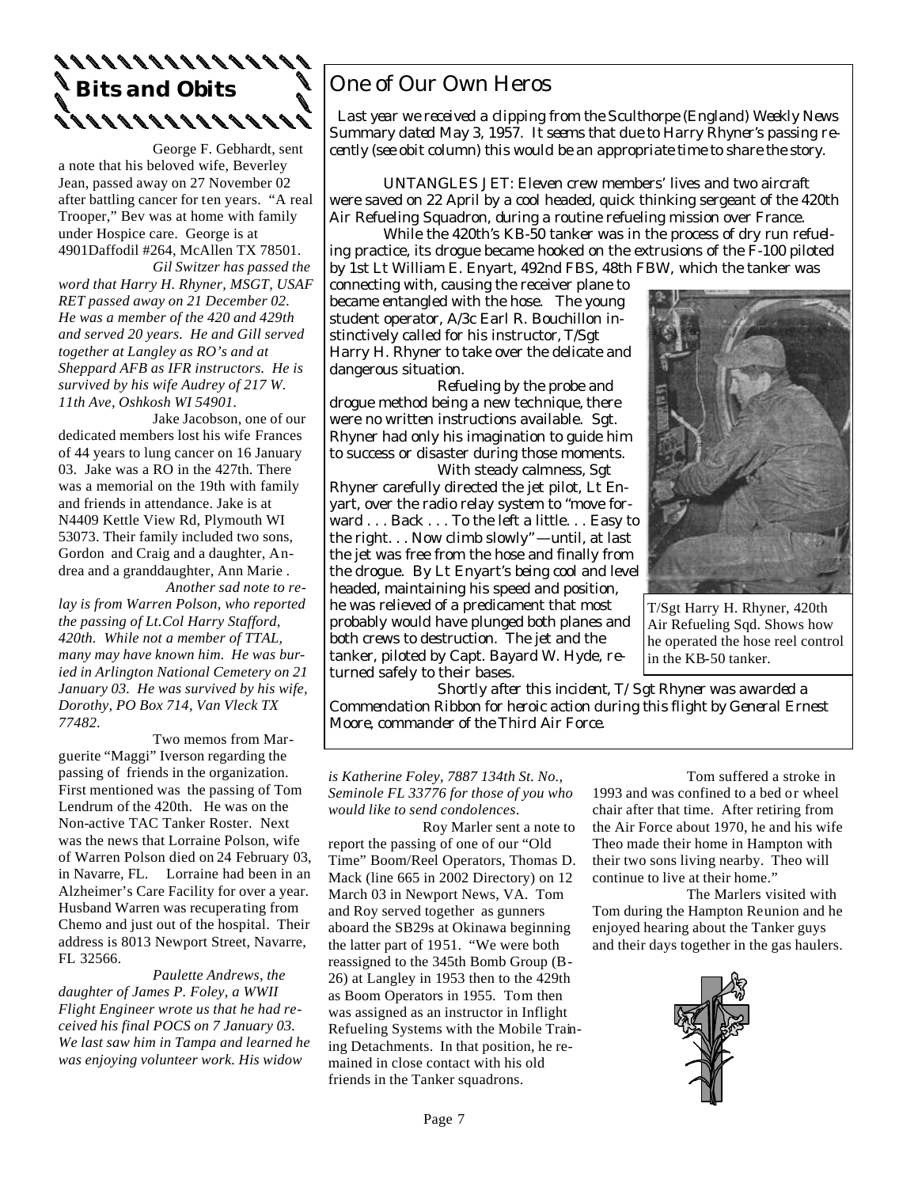# Bits and Obits

George F. Gebhardt, sent a note that his beloved wife, Beverley Jean, passed away on 27 November 02 after battling cancer for ten years. "A real Trooper," Bev was at home with family under Hospice care. George is at 4901Daffodil #264, McAllen TX 78501.

*Gil Switzer has passed the word that Harry H. Rhyner, MSGT, USAF RET passed away on 21 December 02. He was a member of the 420 and 429th and served 20 years. He and Gill served together at Langley as RO's and at Sheppard AFB as IFR instructors. He is survived by his wife Audrey of 217 W. 11th Ave, Oshkosh WI 54901.*

Jake Jacobson, one of our dedicated members lost his wife Frances of 44 years to lung cancer on 16 January 03. Jake was a RO in the 427th. There was a memorial on the 19th with family and friends in attendance. Jake is at N4409 Kettle View Rd, Plymouth WI 53073. Their family included two sons, Gordon and Craig and a daughter, Andrea and a granddaughter, Ann Marie .

*Another sad note to relay is from Warren Polson, who reported the passing of Lt.Col Harry Stafford, 420th. While not a member of TTAL, many may have known him. He was buried in Arlington National Cemetery on 21 January 03. He was survived by his wife, Dorothy, PO Box 714, Van Vleck TX 77482.*

Two memos from Marguerite "Maggi" Iverson regarding the passing of friends in the organization. First mentioned was the passing of Tom Lendrum of the 420th. He was on the Non-active TAC Tanker Roster. Next was the news that Lorraine Polson, wife of Warren Polson died on 24 February 03, in Navarre, FL. Lorraine had been in an Alzheimer's Care Facility for over a year. Husband Warren was recuperating from Chemo and just out of the hospital. Their address is 8013 Newport Street, Navarre, FL 32566.

*Paulette Andrews, the daughter of James P. Foley, a WWII Flight Engineer wrote us that he had received his final POCS on 7 January 03. We last saw him in Tampa and learned he was enjoying volunteer work. His widow is Katherine Foley, 7887 134th St. No., Seminole FL 33776 for those of you who would like to send condolences.*

Roy Marler sent a note to report the passing of one of our "Old Time" Boom/Reel Operators, Thomas D. Mack (line 665 in 2002 Directory) on 12 March 03 in Newport News, VA. Tom and Roy served together as gunners aboard the SB29s at Okinawa beginning the latter part of 1951. "We were both reassigned to the 345th Bomb Group (B-26) at Langley in 1953 then to the 429th as Boom Operators in 1955. Tom then was assigned as an instructor in Inflight Refueling Systems with the Mobile Training Detachments. In that position, he remained in close contact with his old friends in the Tanker squadrons.

Tom suffered a stroke in 1993 and was confined to a bed or wheel chair after that time. After retiring from the Air Force about 1970, he and his wife Theo made their home in Hampton with their two sons living nearby. Theo will continue to live at their home."

The Marlers visited with Tom during the Hampton Reunion and he enjoyed hearing about the Tanker guys and their days together in the gas haulers.

## One of Our Own Heros

*Last year we received a clipping from the Sculthorpe (England) Weekly News Summary dated May 3, 1957. It seems that due to Harry Rhyner's passing recently (see obit column) this would be an appropriate time to share the story.*

UNTANGLES JET: Eleven crew members' lives and two aircraft were saved on 22 April by a cool headed, quick thinking sergeant of the 420th Air Refueling Squadron, during a routine refueling mission over France.

While the 420th's KB-50 tanker was in the process of dry run refueling practice, its drogue became hooked on the extrusions of the F-100 piloted by 1st Lt William E. Enyart, 492nd FBS, 48th FBW, which the tanker was connecting with, causing the receiver plane to became entangled with the hose. The young student operator, A/3c Earl R. Bouchillon instinctively called for his instructor, T/Sgt Harry H. Rhyner to take over the delicate and dangerous situation.

Refueling by the probe and drogue method being a new technique, there were no written instructions available. Sgt. Rhyner had only his imagination to guide him to success or disaster during those moments.

With steady calmness, Sgt Rhyner carefully directed the jet pilot, Lt Enyart, over the radio relay system to "move forward . . . Back . . . To the left a little. . . Easy to the right. . . Now climb slowly"—until, at last the jet was free from the hose and finally from the drogue. By Lt Enyart's being cool and level headed, maintaining his speed and position, he was relieved of a predicament that most probably would have plunged both planes and both crews to destruction. The jet and the tanker, piloted by Capt. Bayard W. Hyde, returned safely to their bases.

T/Sgt Harry H. Rhyner, 420th Air Refueling Sqd. Shows how he operated the hose reel control in the KB-50 tanker.

Shortly after this incident, T/Sgt Rhyner was awarded a Commendation Ribbon for heroic action during this flight by General Ernest Moore, commander of the Third Air Force.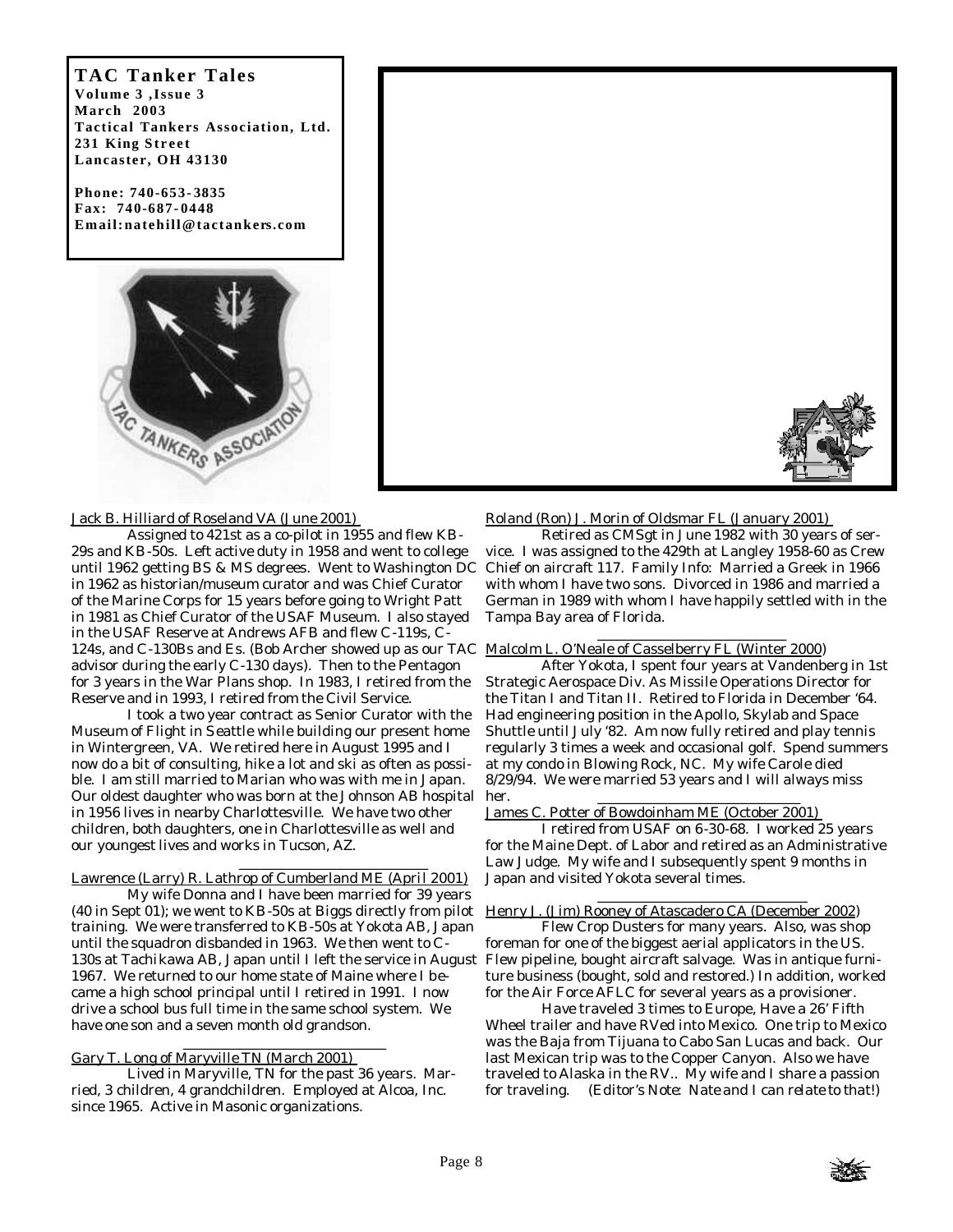**TAC Tanker Tales**
**Volume 3 ,Issue 3**
**March 2003**
**Tactical Tankers Association, Ltd.**
**231 King Street**
**Lancaster, OH 43130**

**Phone: 740-653-3835**
**Fax: 740-687-0448**
**Email:natehill@tactankers.com**

Jack B. Hilliard of Roseland VA (June 2001)

Assigned to 421st as a co-pilot in 1955 and flew KB-29s and KB-50s. Left active duty in 1958 and went to college until 1962 getting BS & MS degrees. Went to Washington DC in 1962 as historian/museum curator and was Chief Curator of the Marine Corps for 15 years before going to Wright Patt in 1981 as Chief Curator of the USAF Museum. I also stayed in the USAF Reserve at Andrews AFB and flew C-119s, C-124s, and C-130Bs and Es. (Bob Archer showed up as our TAC advisor during the early C-130 days). Then to the Pentagon for 3 years in the War Plans shop. In 1983, I retired from the Reserve and in 1993, I retired from the Civil Service.

I took a two year contract as Senior Curator with the Museum of Flight in Seattle while building our present home in Wintergreen, VA. We retired here in August 1995 and I now do a bit of consulting, hike a lot and ski as often as possible. I am still married to Marian who was with me in Japan. Our oldest daughter who was born at the Johnson AB hospital in 1956 lives in nearby Charlottesville. We have two other children, both daughters, one in Charlottesville as well and our youngest lives and works in Tucson, AZ.

Lawrence (Larry) R. Lathrop of Cumberland ME (April 2001)

My wife Donna and I have been married for 39 years (40 in Sept 01); we went to KB-50s at Biggs directly from pilot training. We were transferred to KB-50s at Yokota AB, Japan until the squadron disbanded in 1963. We then went to C-130s at Tachikawa AB, Japan until I left the service in August 1967. We returned to our home state of Maine where I became a high school principal until I retired in 1991. I now drive a school bus full time in the same school system. We have one son and a seven month old grandson.

Gary T. Long of Maryville TN (March 2001)

Lived in Maryville, TN for the past 36 years. Married, 3 children, 4 grandchildren. Employed at Alcoa, Inc. since 1965. Active in Masonic organizations.

Roland (Ron) J. Morin of Oldsmar FL (January 2001)

Retired as CMSgt in June 1982 with 30 years of service. I was assigned to the 429th at Langley 1958-60 as Crew Chief on aircraft 117. Family Info: Married a Greek in 1966 with whom I have two sons. Divorced in 1986 and married a German in 1989 with whom I have happily settled with in the Tampa Bay area of Florida.

Malcolm L. O'Neale of Casselberry FL (Winter 2000)

After Yokota, I spent four years at Vandenberg in 1st Strategic Aerospace Div. As Missile Operations Director for the Titan I and Titan II. Retired to Florida in December '64. Had engineering position in the Apollo, Skylab and Space Shuttle until July '82. Am now fully retired and play tennis regularly 3 times a week and occasional golf. Spend summers at my condo in Blowing Rock, NC. My wife Carole died 8/29/94. We were married 53 years and I will always miss her.

James C. Potter of Bowdoinham ME (October 2001)

I retired from USAF on 6-30-68. I worked 25 years for the Maine Dept. of Labor and retired as an Administrative Law Judge. My wife and I subsequently spent 9 months in Japan and visited Yokota several times.

Henry J. (Jim) Rooney of Atascadero CA (December 2002)

Flew Crop Dusters for many years. Also, was shop foreman for one of the biggest aerial applicators in the US. Flew pipeline, bought aircraft salvage. Was in antique furniture business (bought, sold and restored.) In addition, worked for the Air Force AFLC for several years as a provisioner.

Have traveled 3 times to Europe, Have a 26' Fifth Wheel trailer and have RVed into Mexico. One trip to Mexico was the Baja from Tijuana to Cabo San Lucas and back. Our last Mexican trip was to the Copper Canyon. Also we have traveled to Alaska in the RV.. My wife and I share a passion for traveling. *(Editor's Note: Nate and I can relate to that!)*